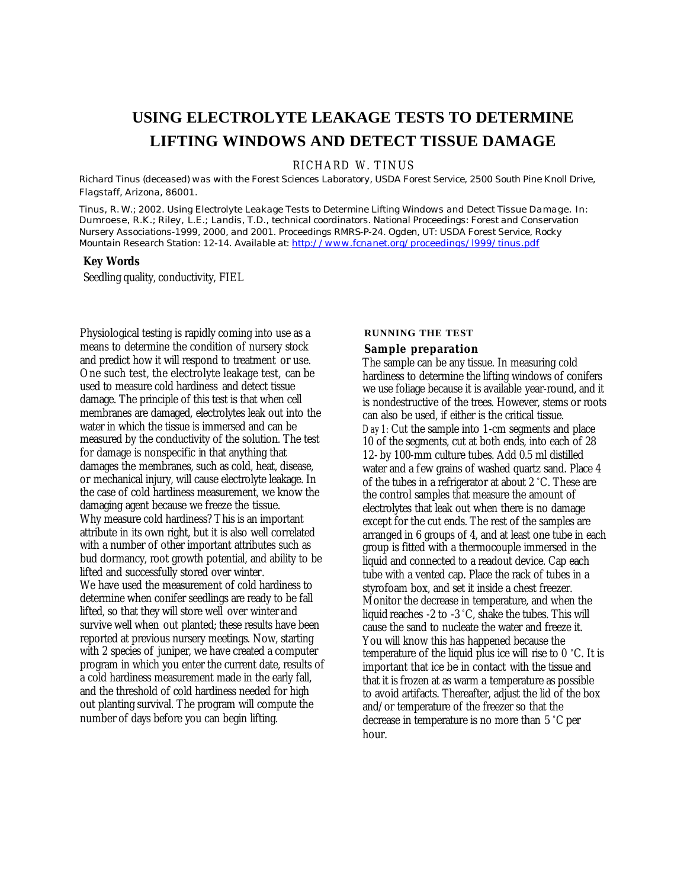# USING ELECTROLYTE LEAKAGE TESTS TO DETERMINE LIFTING WINDOWS AND DETECT TISSUE DAMAGE

RICHARD W. TINUS

Richard Tinus (deceased) was with the Forest Sciences Laboratory, USDA Forest Service, 2500 South Pine Knoll Drive, Flagstaff, Arizona, 86001.

Tinus, R. W.; 2002. Using Electrolyte Leakage Tests to Determine Lifting Windows and Detect Tissue Damage. In: Dumroese, R.K.; Riley, L.E.; Landis, T.D., technical coordinators. National Proceedings: Forest and Conservation Nursery Associations-1999, 2000, and 2001. Proceedings RMRS-P-24. Ogden, UT: USDA Forest Service, Rocky Mountain Research Station: 12-14. Available at: http://www.fcnanet.org/proceedings/l999/tinus.pdf

**Key Words**

Seedling quality, conductivity, FIEL

Physiological testing is rapidly coming into use as a means to determine the condition of nursery stock and predict how it will respond to treatment or use. One such test, the electrolyte leakage test, can be used to measure cold hardiness and detect tissue damage. The principle of this test is that when cell membranes are damaged, electrolytes leak out into the water in which the tissue is immersed and can be measured by the conductivity of the solution. The test for damage is nonspecific in that anything that damages the membranes, such as cold, heat, disease, or mechanical injury, will cause electrolyte leakage. In the case of cold hardiness measurement, we know the damaging agent because we freeze the tissue.

Why measure cold hardiness? This is an important attribute in its own right, but it is also well correlated with a number of other important attributes such as bud dormancy, root growth potential, and ability to be lifted and successfully stored over winter.

We have used the measurement of cold hardiness to determine when conifer seedlings are ready to be fall lifted, so that they will store well over winter and survive well when out planted; these results have been reported at previous nursery meetings. Now, starting with 2 species of juniper, we have created a computer program in which you enter the current date, results of a cold hardiness measurement made in the early fall, and the threshold of cold hardiness needed for high out planting survival. The program will compute the number of days before you can begin lifting.

## RUNNING THE TEST

### Sample preparation

The sample can be any tissue. In measuring cold hardiness to determine the lifting windows of conifers we use foliage because it is available year-round, and it is nondestructive of the trees. However, stems or roots can also be used, if either is the critical tissue.

*Day 1:* Cut the sample into 1-cm segments and place 10 of the segments, cut at both ends, into each of 28 12- by 100-mm culture tubes. Add 0.5 ml distilled water and a few grains of washed quartz sand. Place 4 of the tubes in a refrigerator at about 2 °C. These are the control samples that measure the amount of electrolytes that leak out when there is no damage except for the cut ends. The rest of the samples are arranged in 6 groups of 4, and at least one tube in each group is fitted with a thermocouple immersed in the liquid and connected to a readout device. Cap each tube with a vented cap. Place the rack of tubes in a styrofoam box, and set it inside a chest freezer. Monitor the decrease in temperature, and when the liquid reaches -2 to -3 °C, shake the tubes. This will cause the sand to nucleate the water and freeze it. You will know this has happened because the temperature of the liquid plus ice will rise to 0 °C. It is important that ice be in contact with the tissue and that it is frozen at as warm a temperature as possible to avoid artifacts. Thereafter, adjust the lid of the box and/or temperature of the freezer so that the decrease in temperature is no more than 5 °C per hour.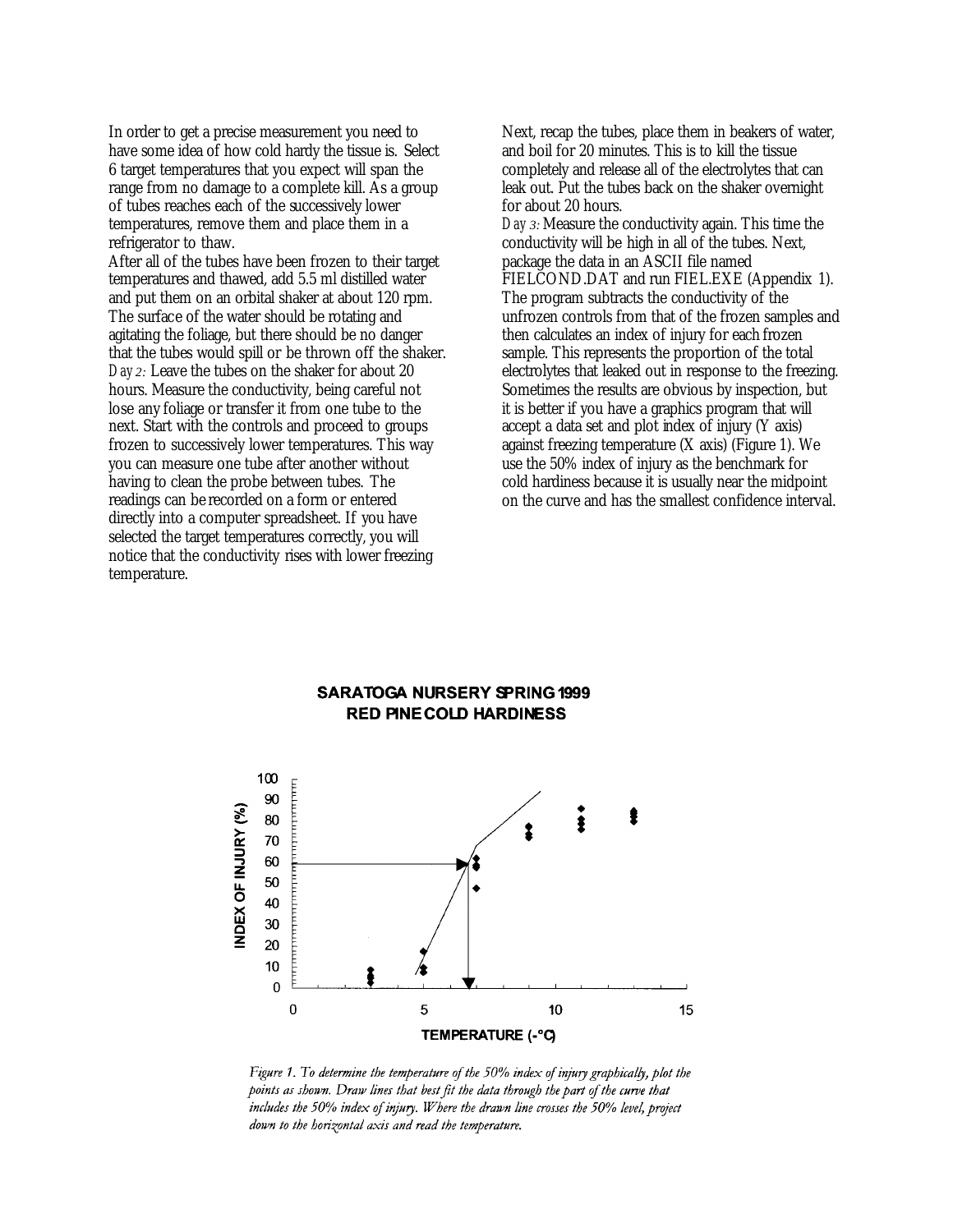In order to get a precise measurement you need to have some idea of how cold hardy the tissue is. Select 6 target temperatures that you expect will span the range from no damage to a complete kill. As a group of tubes reaches each of the successively lower temperatures, remove them and place them in a refrigerator to thaw.

After all of the tubes have been frozen to their target temperatures and thawed, add 5.5 ml distilled water and put them on an orbital shaker at about 120 rpm. The surface of the water should be rotating and agitating the foliage, but there should be no danger that the tubes would spill or be thrown off the shaker.

*Day 2:* Leave the tubes on the shaker for about 20 hours. Measure the conductivity, being careful not lose any foliage or transfer it from one tube to the next. Start with the controls and proceed to groups frozen to successively lower temperatures. This way you can measure one tube after another without having to clean the probe between tubes. The readings can be recorded on a form or entered directly into a computer spreadsheet. If you have selected the target temperatures correctly, you will notice that the conductivity rises with lower freezing temperature.

Next, recap the tubes, place them in beakers of water, and boil for 20 minutes. This is to kill the tissue completely and release all of the electrolytes that can leak out. Put the tubes back on the shaker overnight for about 20 hours.

*Day 3:* Measure the conductivity again. This time the conductivity will be high in all of the tubes. Next, package the data in an ASCII file named FIELCOND.DAT and run FIEL.EXE (Appendix 1). The program subtracts the conductivity of the unfrozen controls from that of the frozen samples and then calculates an index of injury for each frozen sample. This represents the proportion of the total electrolytes that leaked out in response to the freezing. Sometimes the results are obvious by inspection, but it is better if you have a graphics program that will accept a data set and plot index of injury (Y axis) against freezing temperature (X axis) (Figure 1). We use the 50% index of injury as the benchmark for cold hardiness because it is usually near the midpoint on the curve and has the smallest confidence interval.

**SARATOGA NURSERY SPRING 1999**
**RED PINE COLD HARDINESS**

*Figure 1. To determine the temperature of the 50% index of injury graphically, plot the points as shown. Draw lines that best fit the data through the part of the curve that includes the 50% index of injury. Where the drawn line crosses the 50% level, project down to the horizontal axis and read the temperature.*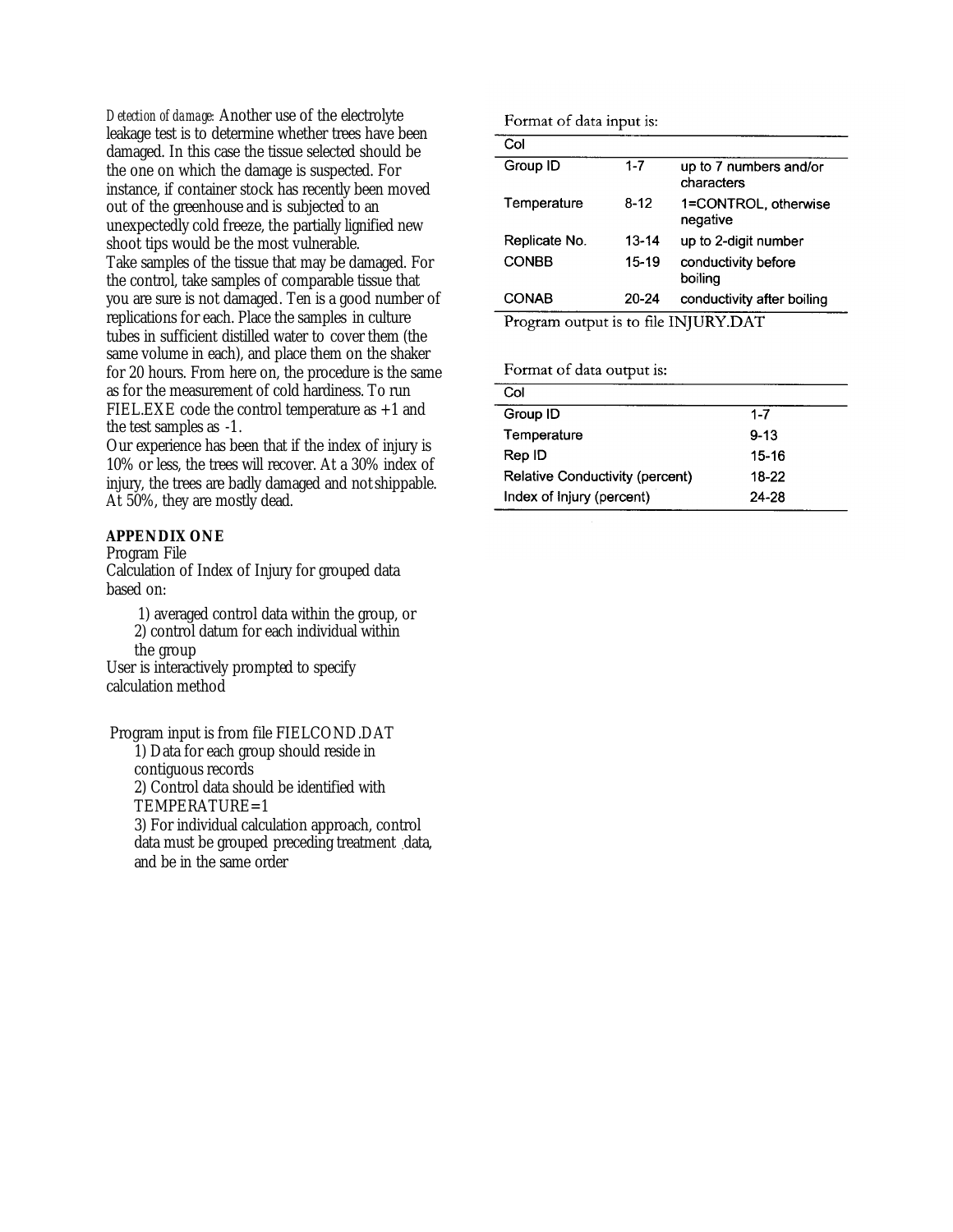*Detection of damage*: Another use of the electrolyte leakage test is to determine whether trees have been damaged. In this case the tissue selected should be the one on which the damage is suspected. For instance, if container stock has recently been moved out of the greenhouse and is subjected to an unexpectedly cold freeze, the partially lignified new shoot tips would be the most vulnerable.

Take samples of the tissue that may be damaged. For the control, take samples of comparable tissue that you are sure is not damaged. Ten is a good number of replications for each. Place the samples in culture tubes in sufficient distilled water to cover them (the same volume in each), and place them on the shaker for 20 hours. From here on, the procedure is the same as for the measurement of cold hardiness. To run FIEL.EXE code the control temperature as +1 and the test samples as -1.

Our experience has been that if the index of injury is 10% or less, the trees will recover. At a 30% index of injury, the trees are badly damaged and not shippable. At 50%, they are mostly dead.

**APPENDIX ONE**

Program File

Calculation of Index of Injury for grouped data based on:

1) averaged control data within the group, or
2) control datum for each individual within the group

User is interactively prompted to specify calculation method

Program input is from file FIELCOND.DAT

1) Data for each group should reside in contiguous records
2) Control data should be identified with TEMPERATURE=1
3) For individual calculation approach, control data must be grouped preceding treatment data, and be in the same order

Format of data input is:

| Col | | |
|---|---|---|
| Group ID | 1-7 | up to 7 numbers and/or characters |
| Temperature | 8-12 | 1=CONTROL, otherwise negative |
| Replicate No. | 13-14 | up to 2-digit number |
| CONBB | 15-19 | conductivity before boiling |
| CONAB | 20-24 | conductivity after boiling |

Program output is to file INJURY.DAT

Format of data output is:

| Col | |
|---|---|
| Group ID | 1-7 |
| Temperature | 9-13 |
| Rep ID | 15-16 |
| Relative Conductivity (percent) | 18-22 |
| Index of Injury (percent) | 24-28 |